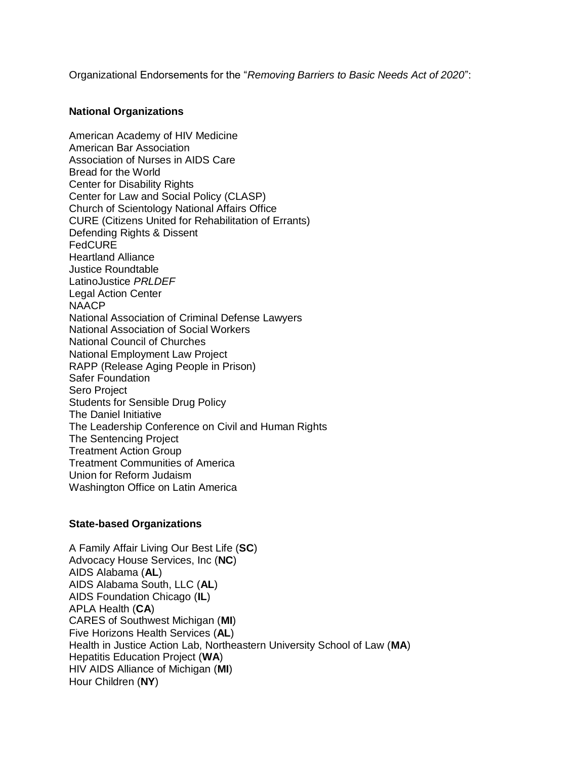Organizational Endorsements for the "*Removing Barriers to Basic Needs Act of 2020*":

**National Organizations**

American Academy of HIV Medicine
American Bar Association
Association of Nurses in AIDS Care
Bread for the World
Center for Disability Rights
Center for Law and Social Policy (CLASP)
Church of Scientology National Affairs Office
CURE (Citizens United for Rehabilitation of Errants)
Defending Rights & Dissent
FedCURE
Heartland Alliance
Justice Roundtable
LatinoJustice *PRLDEF*
Legal Action Center
NAACP
National Association of Criminal Defense Lawyers
National Association of Social Workers
National Council of Churches
National Employment Law Project
RAPP (Release Aging People in Prison)
Safer Foundation
Sero Project
Students for Sensible Drug Policy
The Daniel Initiative
The Leadership Conference on Civil and Human Rights
The Sentencing Project
Treatment Action Group
Treatment Communities of America
Union for Reform Judaism
Washington Office on Latin America

**State-based Organizations**

A Family Affair Living Our Best Life (**SC**)
Advocacy House Services, Inc (**NC**)
AIDS Alabama (**AL**)
AIDS Alabama South, LLC (**AL**)
AIDS Foundation Chicago (**IL**)
APLA Health (**CA**)
CARES of Southwest Michigan (**MI**)
Five Horizons Health Services (**AL**)
Health in Justice Action Lab, Northeastern University School of Law (**MA**)
Hepatitis Education Project (**WA**)
HIV AIDS Alliance of Michigan (**MI**)
Hour Children (**NY**)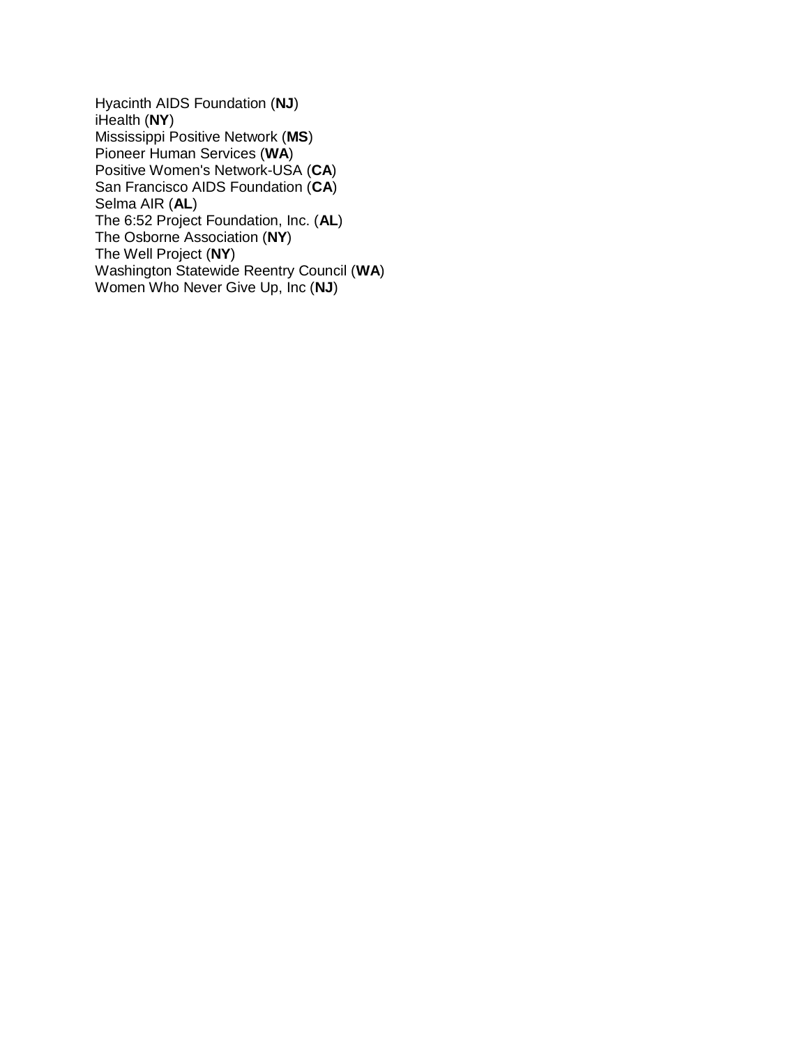Hyacinth AIDS Foundation (**NJ**)
iHealth (**NY**)
Mississippi Positive Network (**MS**)
Pioneer Human Services (**WA**)
Positive Women's Network-USA (**CA**)
San Francisco AIDS Foundation (**CA**)
Selma AIR (**AL**)
The 6:52 Project Foundation, Inc. (**AL**)
The Osborne Association (**NY**)
The Well Project (**NY**)
Washington Statewide Reentry Council (**WA**)
Women Who Never Give Up, Inc (**NJ**)